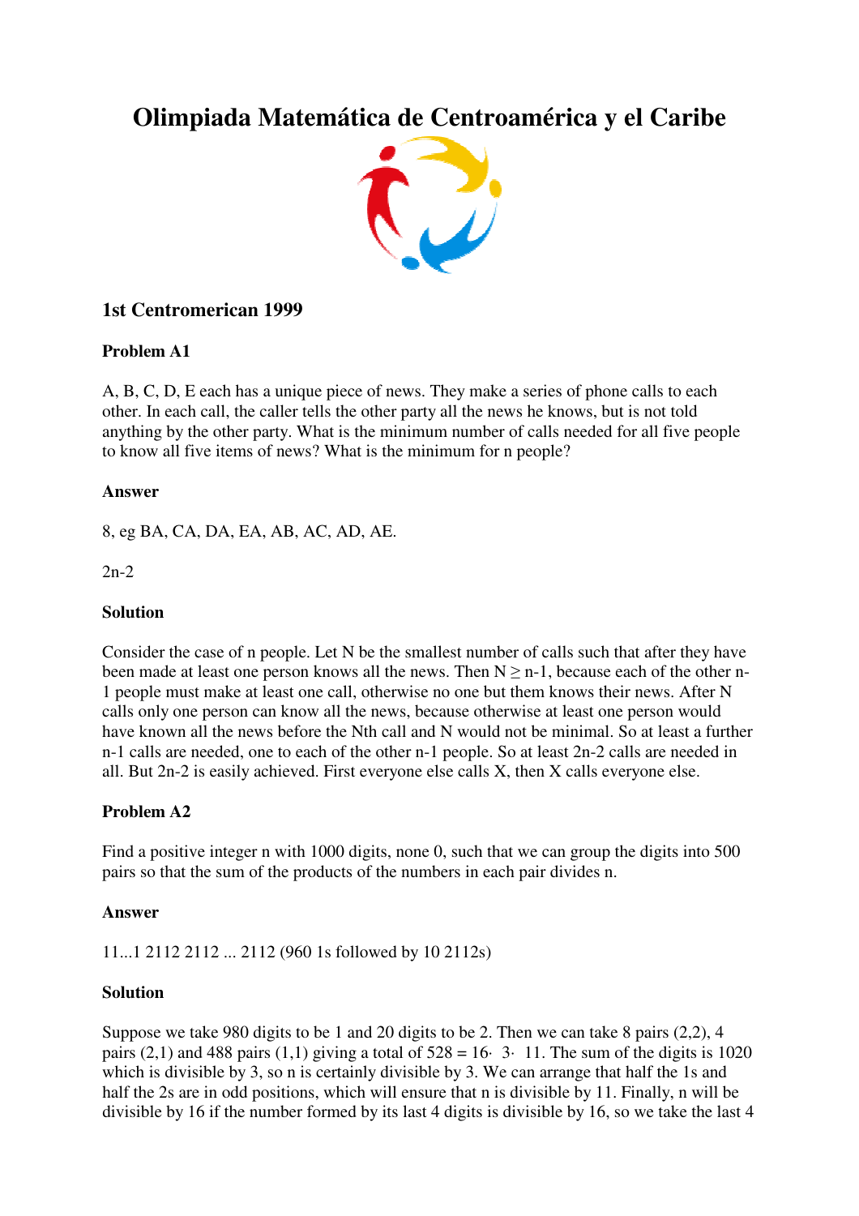# Olimpiada Matemática de Centroamérica y el Caribe

## 1st Centromerican 1999

### Problem A1

A, B, C, D, E each has a unique piece of news. They make a series of phone calls to each other. In each call, the caller tells the other party all the news he knows, but is not told anything by the other party. What is the minimum number of calls needed for all five people to know all five items of news? What is the minimum for n people?

### Answer

8, eg BA, CA, DA, EA, AB, AC, AD, AE.

2n-2

### Solution

Consider the case of n people. Let N be the smallest number of calls such that after they have been made at least one person knows all the news. Then $N \geq n-1$, because each of the other n-1 people must make at least one call, otherwise no one but them knows their news. After N calls only one person can know all the news, because otherwise at least one person would have known all the news before the Nth call and N would not be minimal. So at least a further n-1 calls are needed, one to each of the other n-1 people. So at least 2n-2 calls are needed in all. But 2n-2 is easily achieved. First everyone else calls X, then X calls everyone else.

### Problem A2

Find a positive integer n with 1000 digits, none 0, such that we can group the digits into 500 pairs so that the sum of the products of the numbers in each pair divides n.

### Answer

11...1 2112 2112 ... 2112 (960 1s followed by 10 2112s)

### Solution

Suppose we take 980 digits to be 1 and 20 digits to be 2. Then we can take 8 pairs (2,2), 4 pairs (2,1) and 488 pairs (1,1) giving a total of $528 = 16 \cdot 3 \cdot 11$. The sum of the digits is 1020 which is divisible by 3, so n is certainly divisible by 3. We can arrange that half the 1s and half the 2s are in odd positions, which will ensure that n is divisible by 11. Finally, n will be divisible by 16 if the number formed by its last 4 digits is divisible by 16, so we take the last 4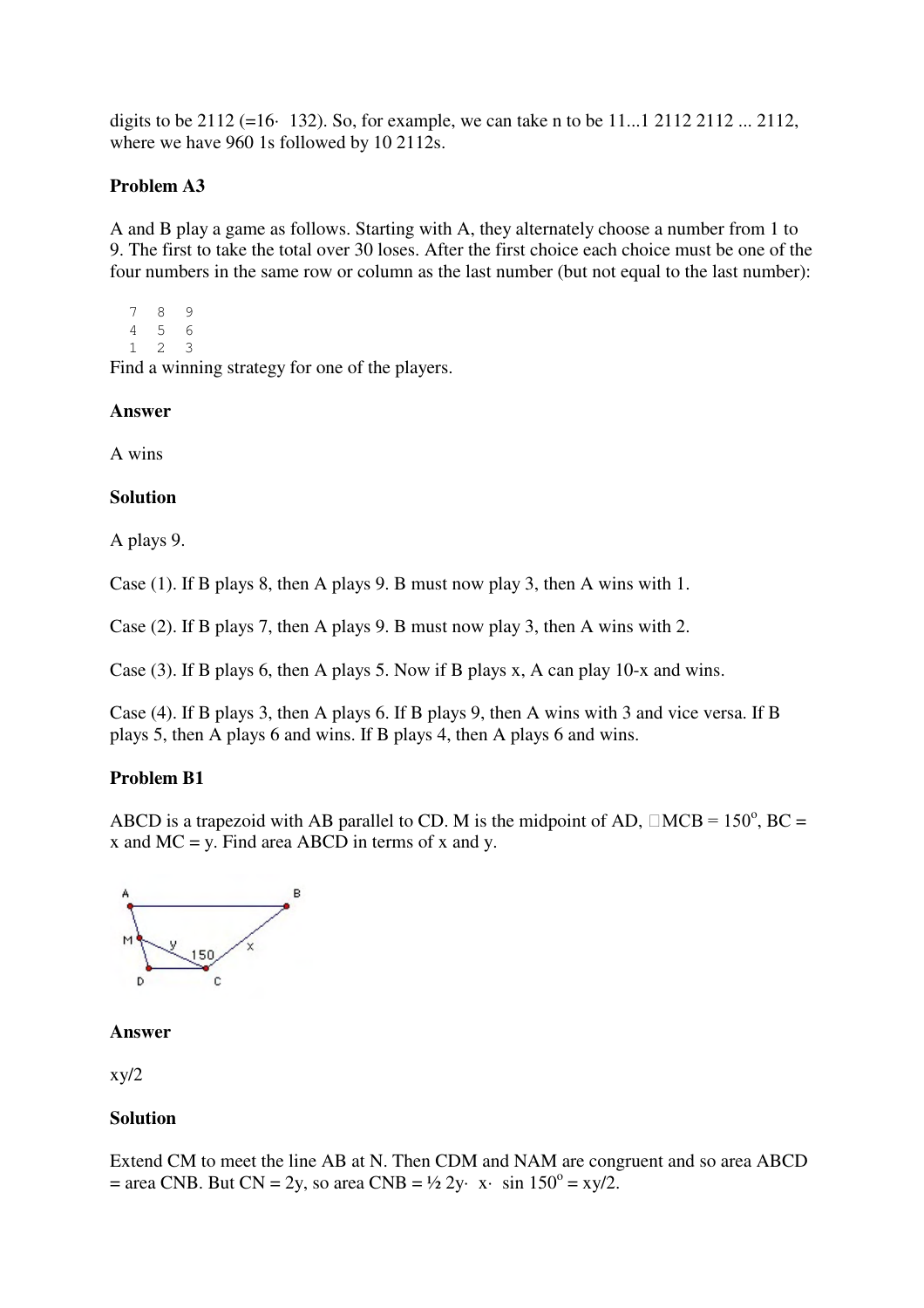digits to be 2112 (=16· 132). So, for example, we can take n to be 11...1 2112 2112 ... 2112, where we have 960 1s followed by 10 2112s.

**Problem A3**

A and B play a game as follows. Starting with A, they alternately choose a number from 1 to 9. The first to take the total over 30 loses. After the first choice each choice must be one of the four numbers in the same row or column as the last number (but not equal to the last number):

```
7  8  9
4  5  6
1  2  3
```

Find a winning strategy for one of the players.

**Answer**

A wins

**Solution**

A plays 9.

Case (1). If B plays 8, then A plays 9. B must now play 3, then A wins with 1.

Case (2). If B plays 7, then A plays 9. B must now play 3, then A wins with 2.

Case (3). If B plays 6, then A plays 5. Now if B plays x, A can play 10-x and wins.

Case (4). If B plays 3, then A plays 6. If B plays 9, then A wins with 3 and vice versa. If B plays 5, then A plays 6 and wins. If B plays 4, then A plays 6 and wins.

**Problem B1**

ABCD is a trapezoid with AB parallel to CD. M is the midpoint of AD, ∠MCB = 150°, BC = x and MC = y. Find area ABCD in terms of x and y.

**Answer**

xy/2

**Solution**

Extend CM to meet the line AB at N. Then CDM and NAM are congruent and so area ABCD = area CNB. But CN = 2y, so area CNB = ½ 2y· x· sin 150° = xy/2.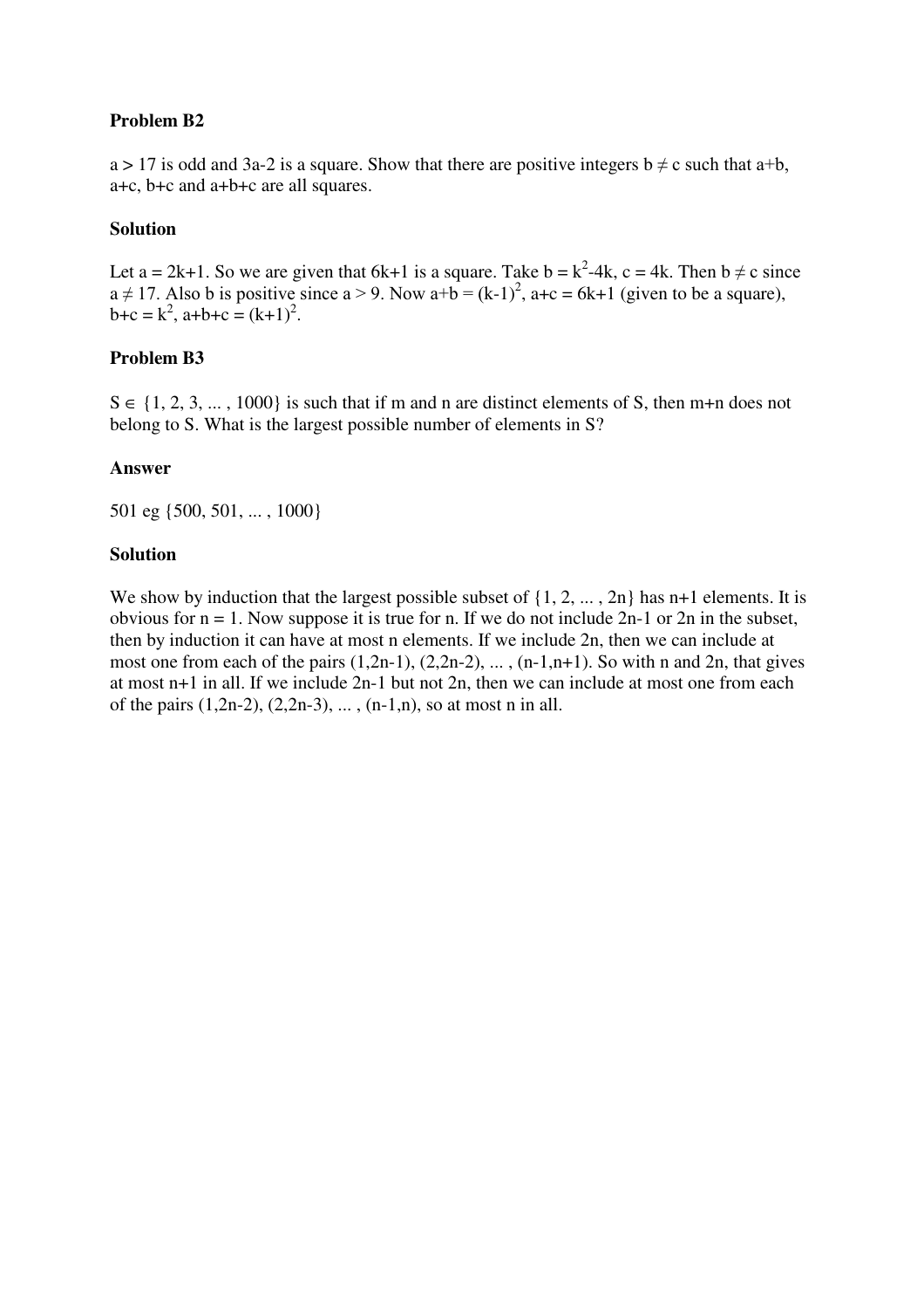**Problem B2**

$a > 17$ is odd and $3a-2$ is a square. Show that there are positive integers $b \neq c$ such that $a+b$, $a+c$, $b+c$ and $a+b+c$ are all squares.

**Solution**

Let $a = 2k+1$. So we are given that $6k+1$ is a square. Take $b = k^2-4k$, $c = 4k$. Then $b \neq c$ since $a \neq 17$. Also $b$ is positive since $a > 9$. Now $a+b = (k-1)^2$, $a+c = 6k+1$ (given to be a square), $b+c = k^2$, $a+b+c = (k+1)^2$.

**Problem B3**

$S \in \{1, 2, 3, ... , 1000\}$ is such that if $m$ and $n$ are distinct elements of $S$, then $m+n$ does not belong to $S$. What is the largest possible number of elements in $S$?

**Answer**

501 eg $\{500, 501, ... , 1000\}$

**Solution**

We show by induction that the largest possible subset of $\{1, 2, ... , 2n\}$ has $n+1$ elements. It is obvious for $n = 1$. Now suppose it is true for $n$. If we do not include $2n-1$ or $2n$ in the subset, then by induction it can have at most $n$ elements. If we include $2n$, then we can include at most one from each of the pairs $(1,2n-1)$, $(2,2n-2)$, ... , $(n-1,n+1)$. So with $n$ and $2n$, that gives at most $n+1$ in all. If we include $2n-1$ but not $2n$, then we can include at most one from each of the pairs $(1,2n-2)$, $(2,2n-3)$, ... , $(n-1,n)$, so at most $n$ in all.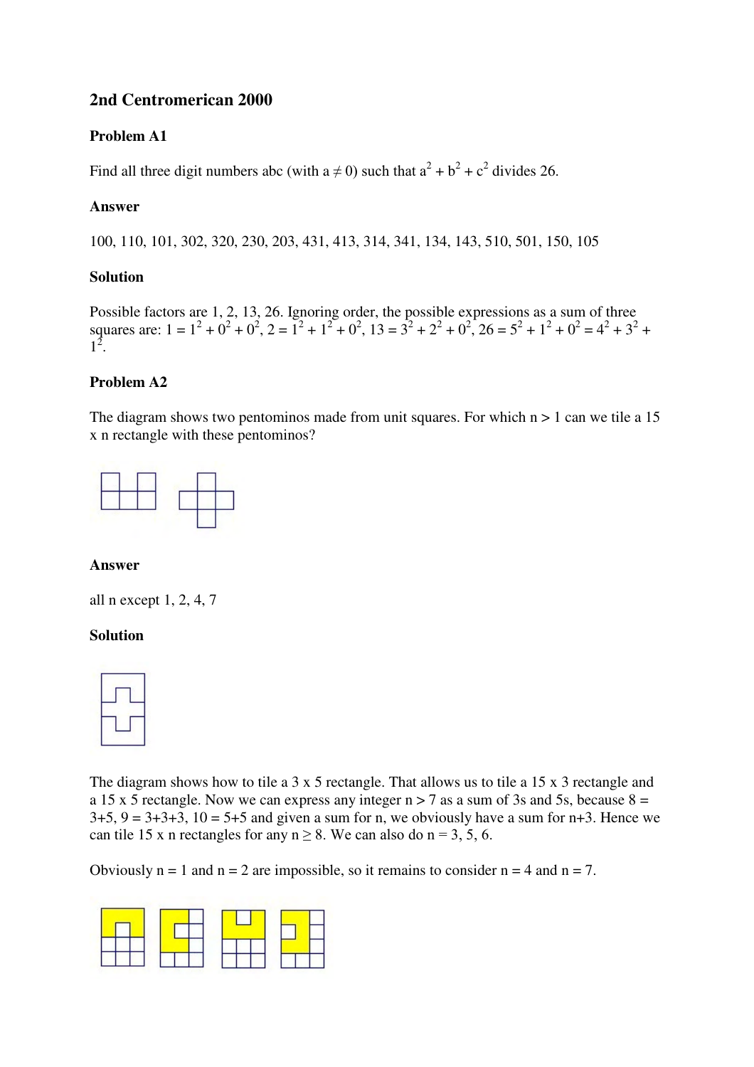## 2nd Centromerican 2000

### Problem A1

Find all three digit numbers abc (with $a \neq 0$) such that $a^2 + b^2 + c^2$ divides 26.

### Answer

100, 110, 101, 302, 320, 230, 203, 431, 413, 314, 341, 134, 143, 510, 501, 150, 105

### Solution

Possible factors are 1, 2, 13, 26. Ignoring order, the possible expressions as a sum of three squares are: $1 = 1^2 + 0^2 + 0^2$, $2 = 1^2 + 1^2 + 0^2$, $13 = 3^2 + 2^2 + 0^2$, $26 = 5^2 + 1^2 + 0^2 = 4^2 + 3^2 + 1^2$.

### Problem A2

The diagram shows two pentominos made from unit squares. For which $n > 1$ can we tile a 15 x n rectangle with these pentominos?

### Answer

all n except 1, 2, 4, 7

### Solution

The diagram shows how to tile a 3 x 5 rectangle. That allows us to tile a 15 x 3 rectangle and a 15 x 5 rectangle. Now we can express any integer $n > 7$ as a sum of 3s and 5s, because 8 = 3+5, 9 = 3+3+3, 10 = 5+5 and given a sum for n, we obviously have a sum for n+3. Hence we can tile 15 x n rectangles for any $n \geq 8$. We can also do n = 3, 5, 6.

Obviously n = 1 and n = 2 are impossible, so it remains to consider n = 4 and n = 7.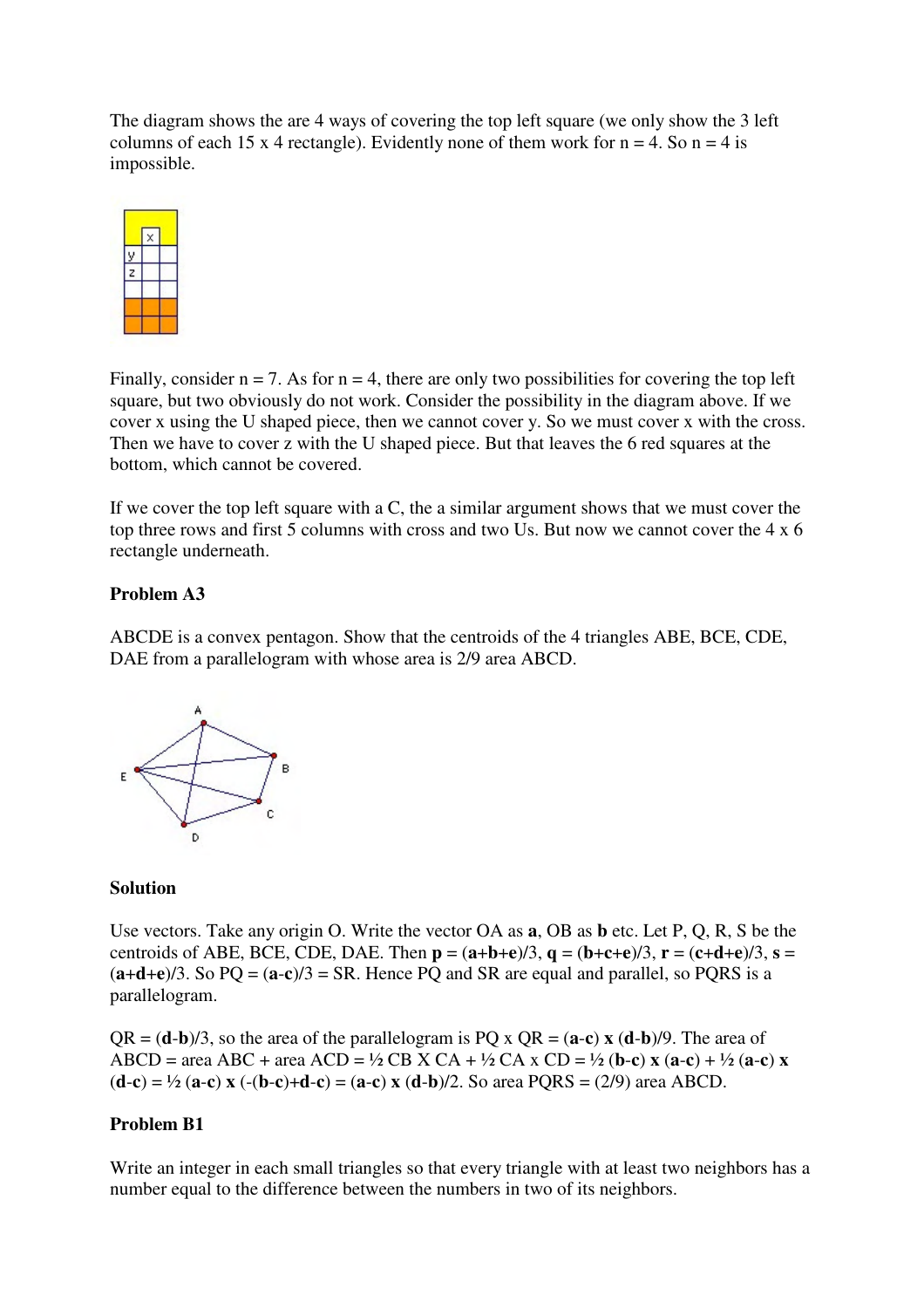The diagram shows the are 4 ways of covering the top left square (we only show the 3 left columns of each 15 x 4 rectangle). Evidently none of them work for n = 4. So n = 4 is impossible.

Finally, consider n = 7. As for n = 4, there are only two possibilities for covering the top left square, but two obviously do not work. Consider the possibility in the diagram above. If we cover x using the U shaped piece, then we cannot cover y. So we must cover x with the cross. Then we have to cover z with the U shaped piece. But that leaves the 6 red squares at the bottom, which cannot be covered.

If we cover the top left square with a C, the a similar argument shows that we must cover the top three rows and first 5 columns with cross and two Us. But now we cannot cover the 4 x 6 rectangle underneath.

**Problem A3**

ABCDE is a convex pentagon. Show that the centroids of the 4 triangles ABE, BCE, CDE, DAE from a parallelogram with whose area is 2/9 area ABCD.

**Solution**

Use vectors. Take any origin O. Write the vector OA as **a**, OB as **b** etc. Let P, Q, R, S be the centroids of ABE, BCE, CDE, DAE. Then **p** = (**a**+**b**+**e**)/3, **q** = (**b**+**c**+**e**)/3, **r** = (**c**+**d**+**e**)/3, **s** = (**a**+**d**+**e**)/3. So PQ = (**a**-**c**)/3 = SR. Hence PQ and SR are equal and parallel, so PQRS is a parallelogram.

QR = (**d**-**b**)/3, so the area of the parallelogram is PQ x QR = (**a**-**c**) **x** (**d**-**b**)/9. The area of ABCD = area ABC + area ACD = ½ CB X CA + ½ CA x CD = ½ (**b**-**c**) **x** (**a**-**c**) + ½ (**a**-**c**) **x** (**d**-**c**) = ½ (**a**-**c**) **x** (-(**b**-**c**)+**d**-**c**) = (**a**-**c**) **x** (**d**-**b**)/2. So area PQRS = (2/9) area ABCD.

**Problem B1**

Write an integer in each small triangles so that every triangle with at least two neighbors has a number equal to the difference between the numbers in two of its neighbors.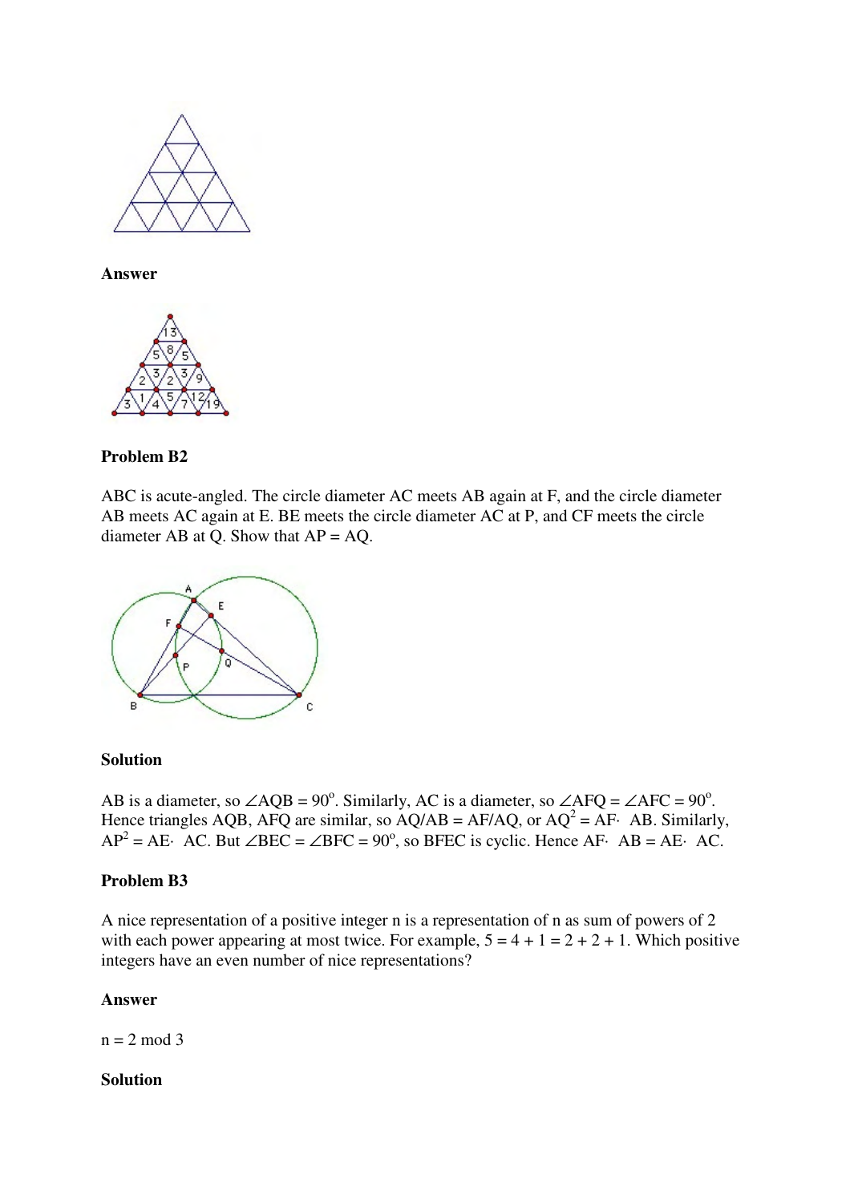**Answer**

**Problem B2**

ABC is acute-angled. The circle diameter AC meets AB again at F, and the circle diameter AB meets AC again at E. BE meets the circle diameter AC at P, and CF meets the circle diameter AB at Q. Show that AP = AQ.

**Solution**

AB is a diameter, so $\angle AQB = 90^o$. Similarly, AC is a diameter, so $\angle AFQ = \angle AFC = 90^o$. Hence triangles AQB, AFQ are similar, so AQ/AB = AF/AQ, or $AQ^2 = AF \cdot AB$. Similarly, $AP^2 = AE \cdot AC$. But $\angle BEC = \angle BFC = 90^o$, so BFEC is cyclic. Hence $AF \cdot AB = AE \cdot AC$.

**Problem B3**

A nice representation of a positive integer n is a representation of n as sum of powers of 2 with each power appearing at most twice. For example, 5 = 4 + 1 = 2 + 2 + 1. Which positive integers have an even number of nice representations?

**Answer**

n = 2 mod 3

**Solution**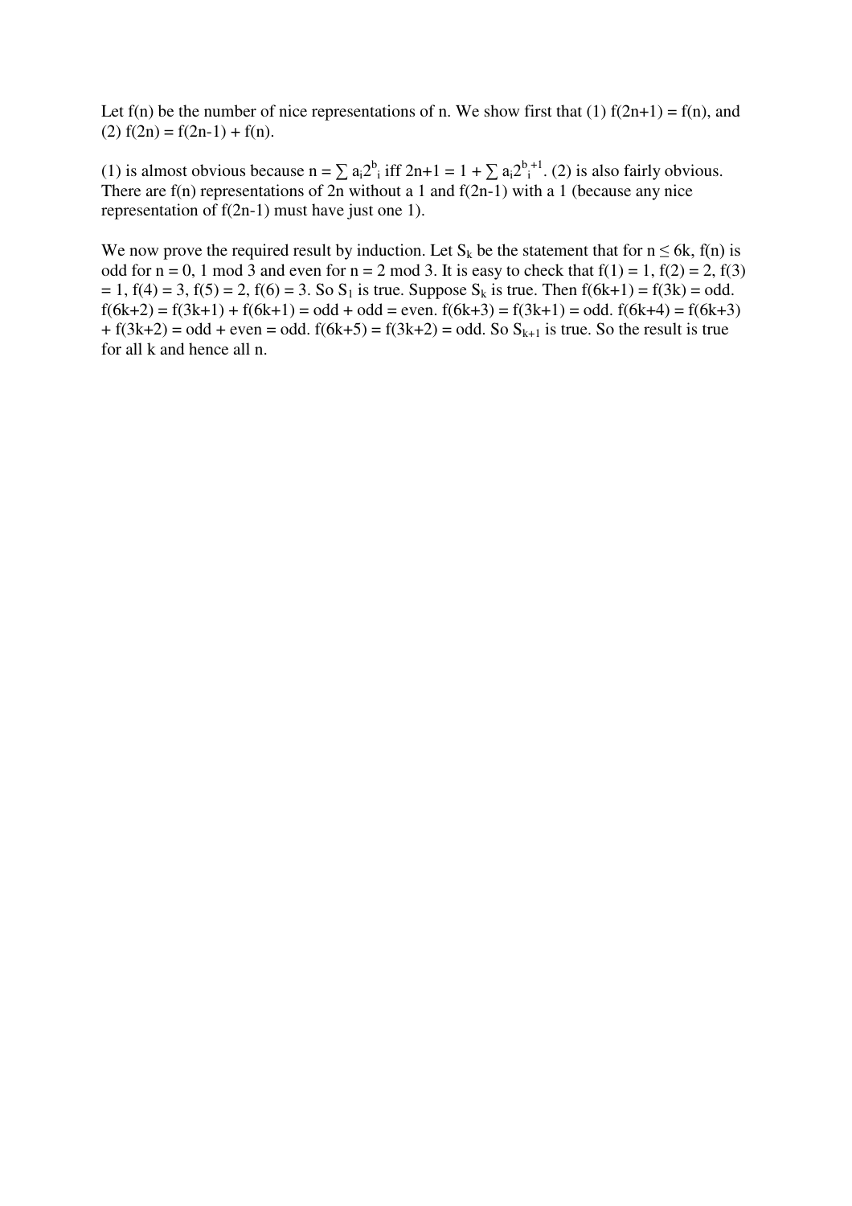Let $f(n)$ be the number of nice representations of $n$. We show first that (1) $f(2n+1) = f(n)$, and (2) $f(2n) = f(2n-1) + f(n)$.

(1) is almost obvious because $n = \sum a_i 2^{b_i}$ iff $2n+1 = 1 + \sum a_i 2^{b_i+1}$. (2) is also fairly obvious. There are $f(n)$ representations of $2n$ without a 1 and $f(2n-1)$ with a 1 (because any nice representation of $f(2n-1)$ must have just one 1).

We now prove the required result by induction. Let $S_k$ be the statement that for $n \le 6k$, $f(n)$ is odd for $n = 0, 1 \bmod 3$ and even for $n = 2 \bmod 3$. It is easy to check that $f(1) = 1$, $f(2) = 2$, $f(3) = 1$, $f(4) = 3$, $f(5) = 2$, $f(6) = 3$. So $S_1$ is true. Suppose $S_k$ is true. Then $f(6k+1) = f(3k) = \text{odd}$. $f(6k+2) = f(3k+1) + f(6k+1) = \text{odd} + \text{odd} = \text{even}$. $f(6k+3) = f(3k+1) = \text{odd}$. $f(6k+4) = f(6k+3) + f(3k+2) = \text{odd} + \text{even} = \text{odd}$. $f(6k+5) = f(3k+2) = \text{odd}$. So $S_{k+1}$ is true. So the result is true for all $k$ and hence all $n$.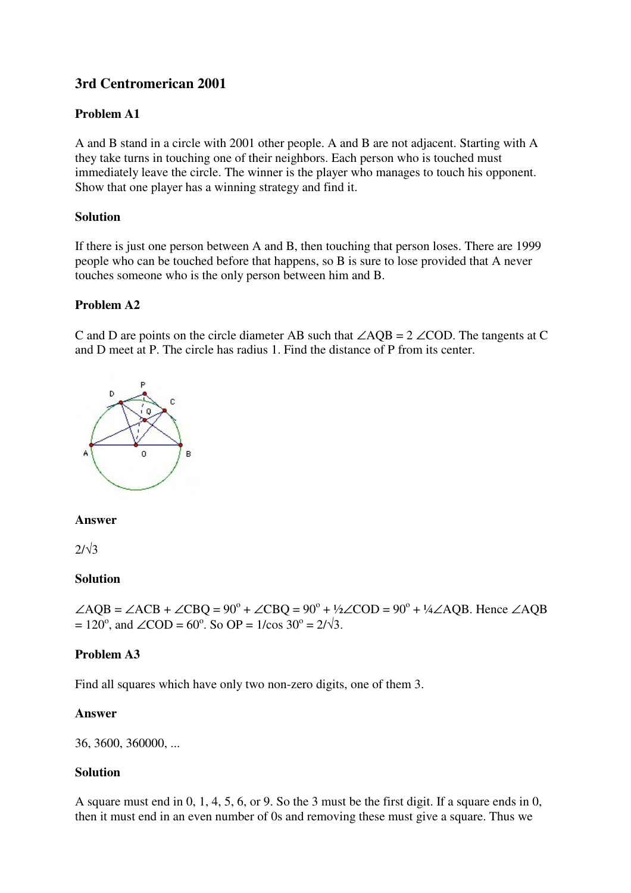## 3rd Centromerican 2001

### Problem A1

A and B stand in a circle with 2001 other people. A and B are not adjacent. Starting with A they take turns in touching one of their neighbors. Each person who is touched must immediately leave the circle. The winner is the player who manages to touch his opponent. Show that one player has a winning strategy and find it.

### Solution

If there is just one person between A and B, then touching that person loses. There are 1999 people who can be touched before that happens, so B is sure to lose provided that A never touches someone who is the only person between him and B.

### Problem A2

C and D are points on the circle diameter AB such that $\angle AQB = 2\angle COD$. The tangents at C and D meet at P. The circle has radius 1. Find the distance of P from its center.

### Answer

$2/\sqrt{3}$

### Solution

$\angle AQB = \angle ACB + \angle CBQ = 90^o + \angle CBQ = 90^o + ½\angle COD = 90^o + ¼\angle AQB$. Hence $\angle AQB = 120^o$, and $\angle COD = 60^o$. So $OP = 1/\cos 30^o = 2/\sqrt{3}$.

### Problem A3

Find all squares which have only two non-zero digits, one of them 3.

### Answer

36, 3600, 360000, ...

### Solution

A square must end in 0, 1, 4, 5, 6, or 9. So the 3 must be the first digit. If a square ends in 0, then it must end in an even number of 0s and removing these must give a square. Thus we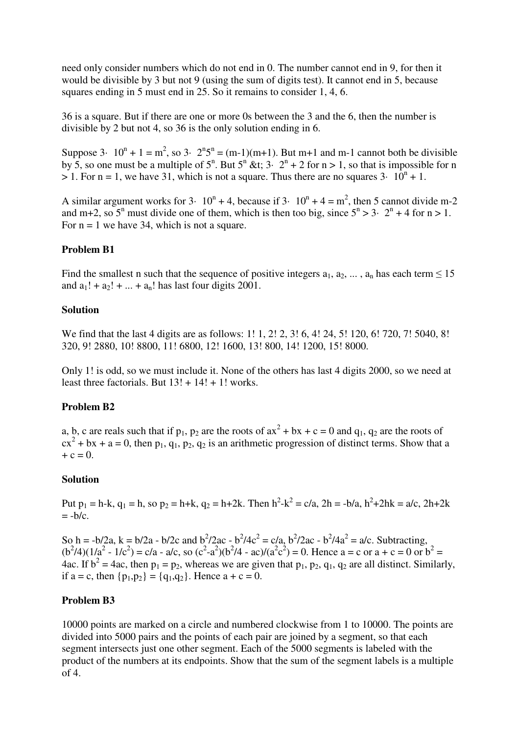need only consider numbers which do not end in 0. The number cannot end in 9, for then it would be divisible by 3 but not 9 (using the sum of digits test). It cannot end in 5, because squares ending in 5 must end in 25. So it remains to consider 1, 4, 6.

36 is a square. But if there are one or more 0s between the 3 and the 6, then the number is divisible by 2 but not 4, so 36 is the only solution ending in 6.

Suppose $3\cdot 10^n + 1 = m^2$, so $3\cdot 2^n5^n = (m-1)(m+1)$. But m+1 and m-1 cannot both be divisible by 5, so one must be a multiple of $5^n$. But $5^n$ &t; $3\cdot 2^n + 2$ for n > 1, so that is impossible for n > 1. For n = 1, we have 31, which is not a square. Thus there are no squares $3\cdot 10^n + 1$.

A similar argument works for $3\cdot 10^n + 4$, because if $3\cdot 10^n + 4 = m^2$, then 5 cannot divide m-2 and m+2, so $5^n$ must divide one of them, which is then too big, since $5^n > 3\cdot 2^n + 4$ for n > 1. For n = 1 we have 34, which is not a square.

**Problem B1**

Find the smallest n such that the sequence of positive integers $a_1, a_2, \dots , a_n$ has each term ≤ 15 and $a_1! + a_2! + \dots + a_n!$ has last four digits 2001.

**Solution**

We find that the last 4 digits are as follows: 1! 1, 2! 2, 3! 6, 4! 24, 5! 120, 6! 720, 7! 5040, 8! 320, 9! 2880, 10! 8800, 11! 6800, 12! 1600, 13! 800, 14! 1200, 15! 8000.

Only 1! is odd, so we must include it. None of the others has last 4 digits 2000, so we need at least three factorials. But 13! + 14! + 1! works.

**Problem B2**

a, b, c are reals such that if $p_1$, $p_2$ are the roots of $ax^2 + bx + c = 0$ and $q_1$, $q_2$ are the roots of $cx^2 + bx + a = 0$, then $p_1, q_1, p_2, q_2$ is an arithmetic progression of distinct terms. Show that a + c = 0.

**Solution**

Put $p_1 = h-k$, $q_1 = h$, so $p_2 = h+k$, $q_2 = h+2k$. Then $h^2-k^2 = c/a$, $2h = -b/a$, $h^2+2hk = a/c$, $2h+2k = -b/c$.

So $h = -b/2a$, $k = b/2a - b/2c$ and $b^2/2ac - b^2/4c^2 = c/a$, $b^2/2ac - b^2/4a^2 = a/c$. Subtracting, $(b^2/4)(1/a^2 - 1/c^2) = c/a - a/c$, so $(c^2-a^2)(b^2/4 - ac)/(a^2c^2) = 0$. Hence a = c or a + c = 0 or $b^2 = 4ac$. If $b^2 = 4ac$, then $p_1 = p_2$, whereas we are given that $p_1, p_2, q_1, q_2$ are all distinct. Similarly, if a = c, then $\{p_1,p_2\} = \{q_1,q_2\}$. Hence a + c = 0.

**Problem B3**

10000 points are marked on a circle and numbered clockwise from 1 to 10000. The points are divided into 5000 pairs and the points of each pair are joined by a segment, so that each segment intersects just one other segment. Each of the 5000 segments is labeled with the product of the numbers at its endpoints. Show that the sum of the segment labels is a multiple of 4.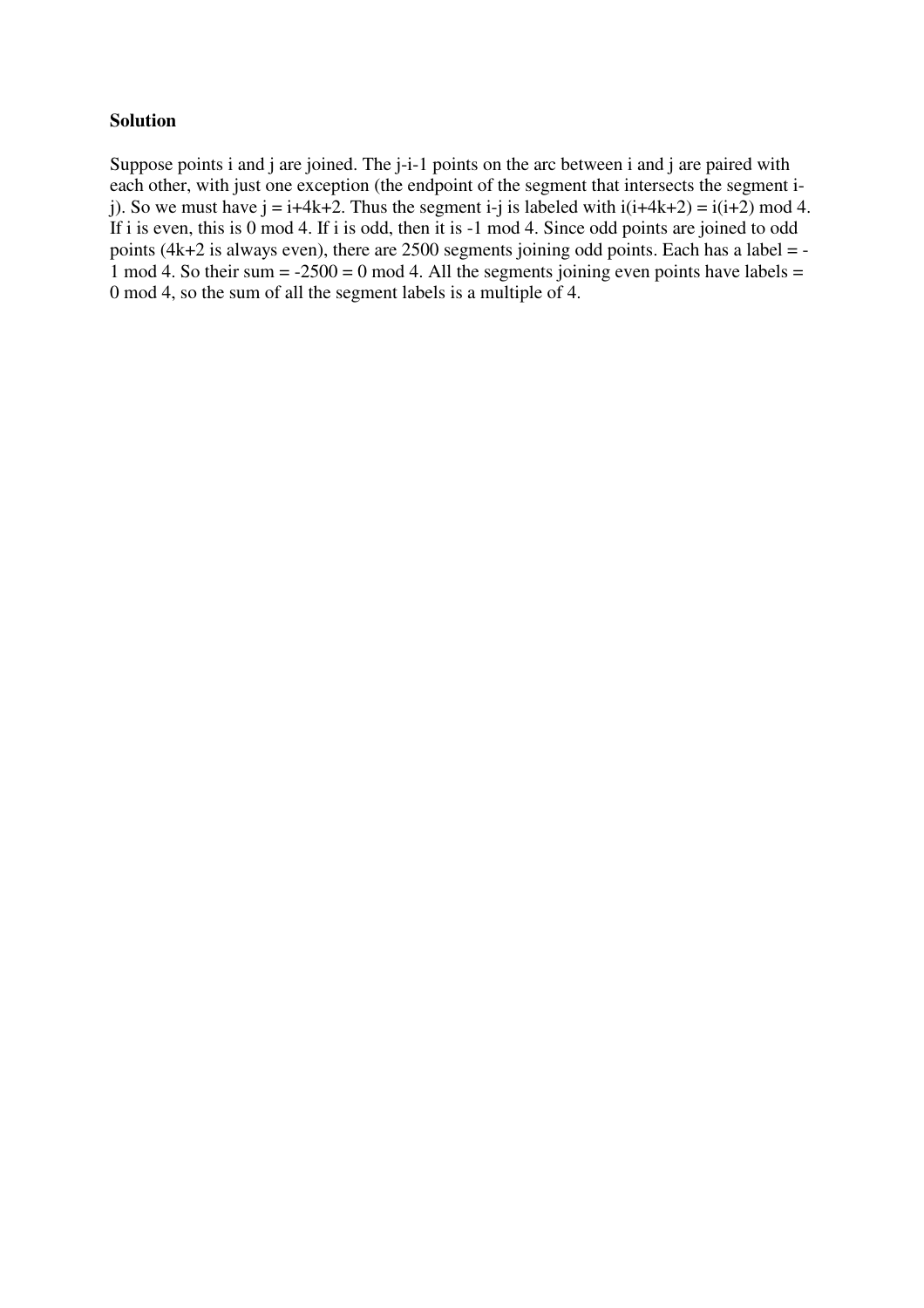**Solution**

Suppose points $i$ and $j$ are joined. The $j-i-1$ points on the arc between $i$ and $j$ are paired with each other, with just one exception (the endpoint of the segment that intersects the segment $i$-$j$). So we must have $j = i+4k+2$. Thus the segment $i$-$j$ is labeled with $i(i+4k+2) = i(i+2) \bmod 4$. If $i$ is even, this is $0 \bmod 4$. If $i$ is odd, then it is $-1 \bmod 4$. Since odd points are joined to odd points ($4k+2$ is always even), there are 2500 segments joining odd points. Each has a label $= -1 \bmod 4$. So their sum $= -2500 = 0 \bmod 4$. All the segments joining even points have labels $= 0 \bmod 4$, so the sum of all the segment labels is a multiple of 4.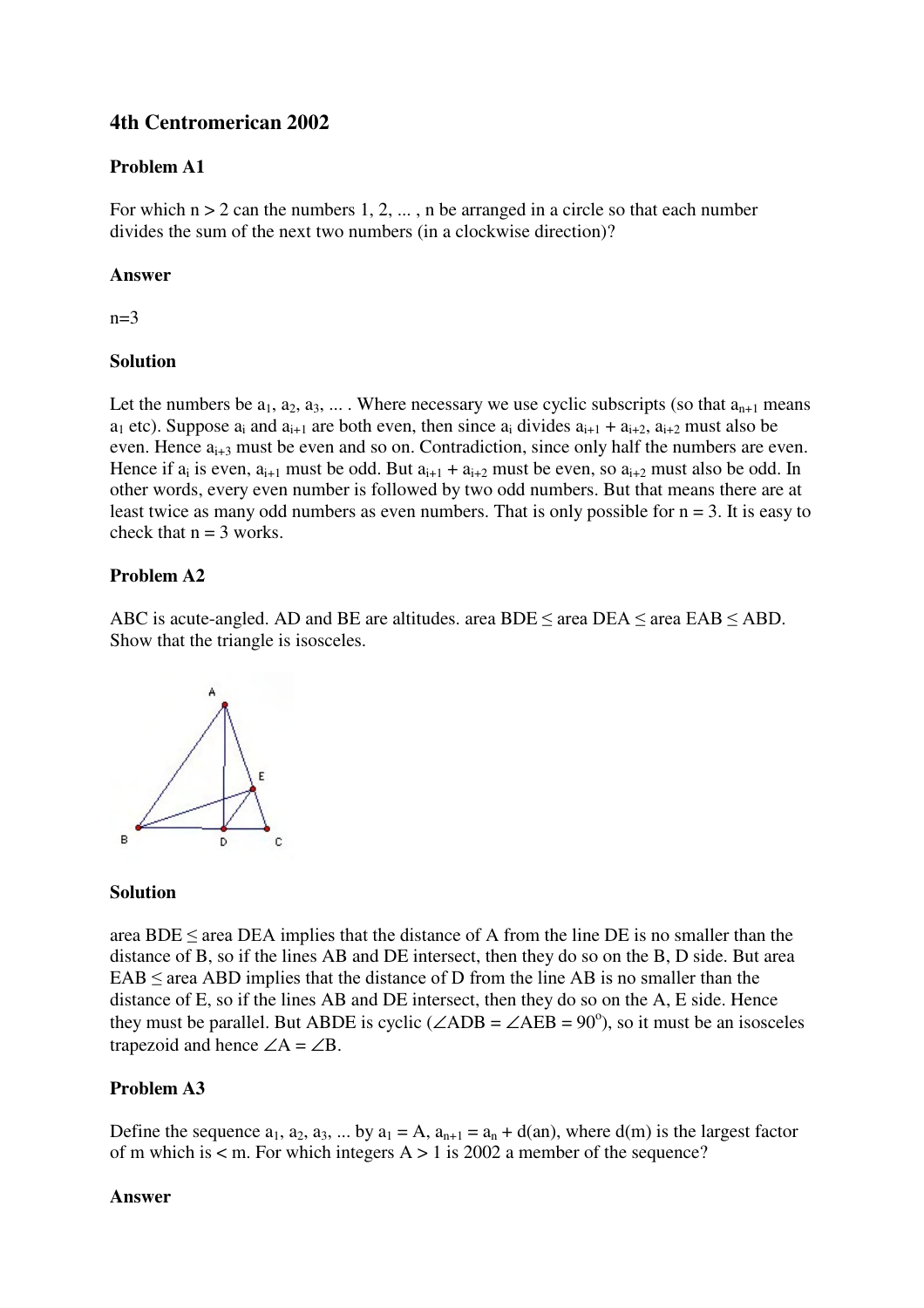## 4th Centromerican 2002

### Problem A1

For which $n > 2$ can the numbers $1, 2, \dots, n$ be arranged in a circle so that each number divides the sum of the next two numbers (in a clockwise direction)?

### Answer

$n=3$

### Solution

Let the numbers be $a_1, a_2, a_3, \dots$. Where necessary we use cyclic subscripts (so that $a_{n+1}$ means $a_1$ etc). Suppose $a_i$ and $a_{i+1}$ are both even, then since $a_i$ divides $a_{i+1} + a_{i+2}$, $a_{i+2}$ must also be even. Hence $a_{i+3}$ must be even and so on. Contradiction, since only half the numbers are even. Hence if $a_i$ is even, $a_{i+1}$ must be odd. But $a_{i+1} + a_{i+2}$ must be even, so $a_{i+2}$ must also be odd. In other words, every even number is followed by two odd numbers. But that means there are at least twice as many odd numbers as even numbers. That is only possible for $n = 3$. It is easy to check that $n = 3$ works.

### Problem A2

ABC is acute-angled. AD and BE are altitudes. area BDE ≤ area DEA ≤ area EAB ≤ ABD. Show that the triangle is isosceles.

### Solution

area BDE ≤ area DEA implies that the distance of A from the line DE is no smaller than the distance of B, so if the lines AB and DE intersect, then they do so on the B, D side. But area EAB ≤ area ABD implies that the distance of D from the line AB is no smaller than the distance of E, so if the lines AB and DE intersect, then they do so on the A, E side. Hence they must be parallel. But ABDE is cyclic ($\angle ADB = \angle AEB = 90^\circ$), so it must be an isosceles trapezoid and hence $\angle A = \angle B$.

### Problem A3

Define the sequence $a_1, a_2, a_3, \dots$ by $a_1 = A$, $a_{n+1} = a_n + d(a_n)$, where $d(m)$ is the largest factor of $m$ which is $< m$. For which integers $A > 1$ is 2002 a member of the sequence?

### Answer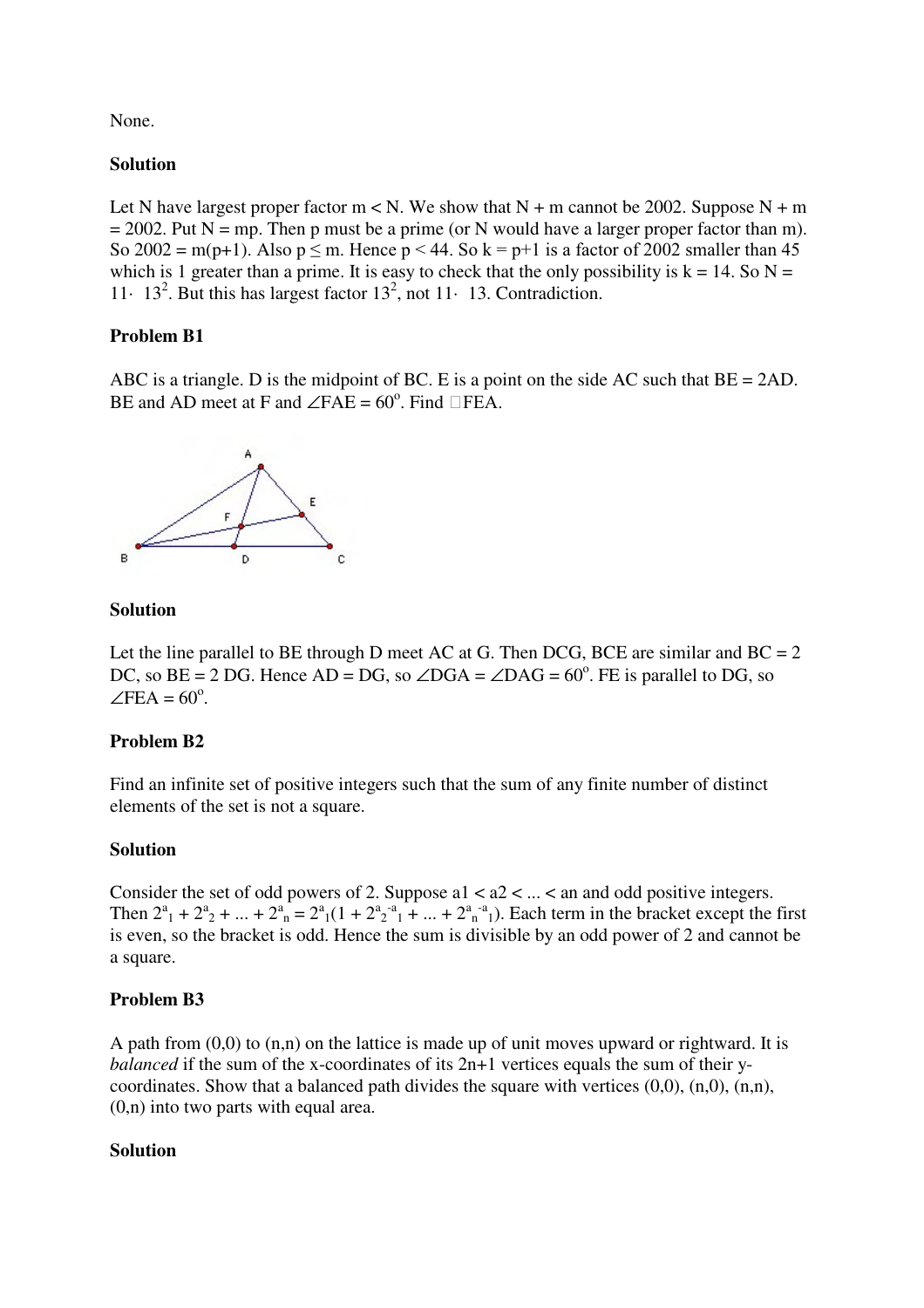None.

**Solution**

Let N have largest proper factor m < N. We show that N + m cannot be 2002. Suppose N + m = 2002. Put N = mp. Then p must be a prime (or N would have a larger proper factor than m). So 2002 = m(p+1). Also p ≤ m. Hence p < 44. So k = p+1 is a factor of 2002 smaller than 45 which is 1 greater than a prime. It is easy to check that the only possibility is k = 14. So N = $11 \cdot 13^2$. But this has largest factor $13^2$, not $11 \cdot 13$. Contradiction.

**Problem B1**

ABC is a triangle. D is the midpoint of BC. E is a point on the side AC such that BE = 2AD. BE and AD meet at F and ∠FAE = 60°. Find ∠FEA.

**Solution**

Let the line parallel to BE through D meet AC at G. Then DCG, BCE are similar and BC = 2 DC, so BE = 2 DG. Hence AD = DG, so ∠DGA = ∠DAG = 60°. FE is parallel to DG, so ∠FEA = 60°.

**Problem B2**

Find an infinite set of positive integers such that the sum of any finite number of distinct elements of the set is not a square.

**Solution**

Consider the set of odd powers of 2. Suppose $a_1 < a_2 < \dots < a_n$ and odd positive integers. Then $2^{a_1} + 2^{a_2} + \dots + 2^{a_n} = 2^{a_1}(1 + 2^{a_2-a_1} + \dots + 2^{a_n-a_1})$. Each term in the bracket except the first is even, so the bracket is odd. Hence the sum is divisible by an odd power of 2 and cannot be a square.

**Problem B3**

A path from (0,0) to (n,n) on the lattice is made up of unit moves upward or rightward. It is *balanced* if the sum of the x-coordinates of its 2n+1 vertices equals the sum of their y-coordinates. Show that a balanced path divides the square with vertices (0,0), (n,0), (n,n), (0,n) into two parts with equal area.

**Solution**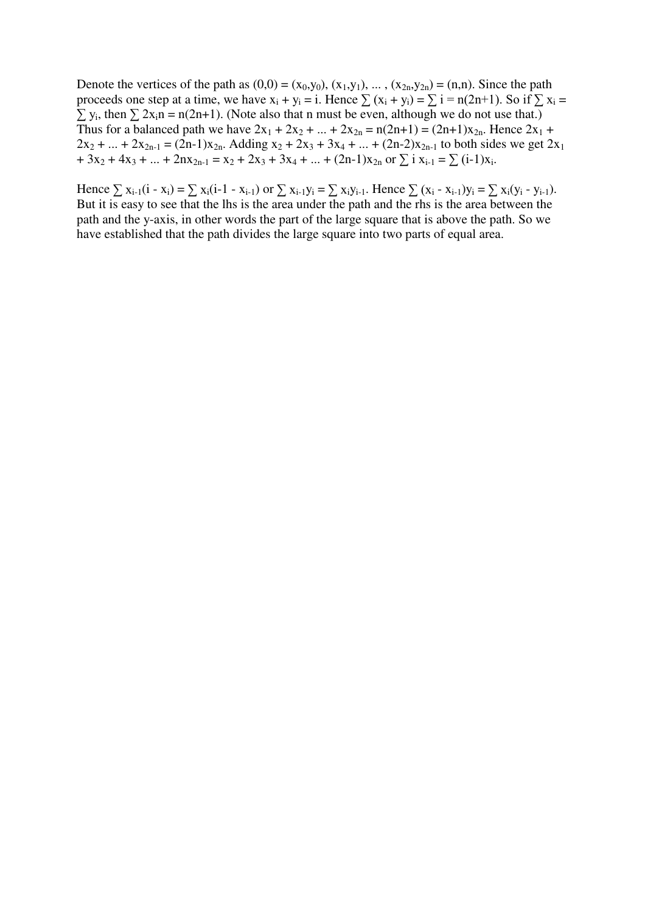Denote the vertices of the path as $(0,0) = (x_0,y_0)$, $(x_1,y_1)$, ... , $(x_{2n},y_{2n}) = (n,n)$. Since the path proceeds one step at a time, we have $x_i + y_i = i$. Hence $\sum (x_i + y_i) = \sum i = n(2n+1)$. So if $\sum x_i = \sum y_i$, then $\sum 2x_i n = n(2n+1)$. (Note also that n must be even, although we do not use that.) Thus for a balanced path we have $2x_1 + 2x_2 + ... + 2x_{2n} = n(2n+1) = (2n+1)x_{2n}$. Hence $2x_1 + 2x_2 + ... + 2x_{2n-1} = (2n-1)x_{2n}$. Adding $x_2 + 2x_3 + 3x_4 + ... + (2n-2)x_{2n-1}$ to both sides we get $2x_1 + 3x_2 + 4x_3 + ... + 2nx_{2n-1} = x_2 + 2x_3 + 3x_4 + ... + (2n-1)x_{2n}$ or $\sum i\, x_{i-1} = \sum (i-1)x_i$.

Hence $\sum x_{i-1}(i - x_i) = \sum x_i(i-1 - x_{i-1})$ or $\sum x_{i-1}y_i = \sum x_i y_{i-1}$. Hence $\sum (x_i - x_{i-1})y_i = \sum x_i(y_i - y_{i-1})$. But it is easy to see that the lhs is the area under the path and the rhs is the area between the path and the y-axis, in other words the part of the large square that is above the path. So we have established that the path divides the large square into two parts of equal area.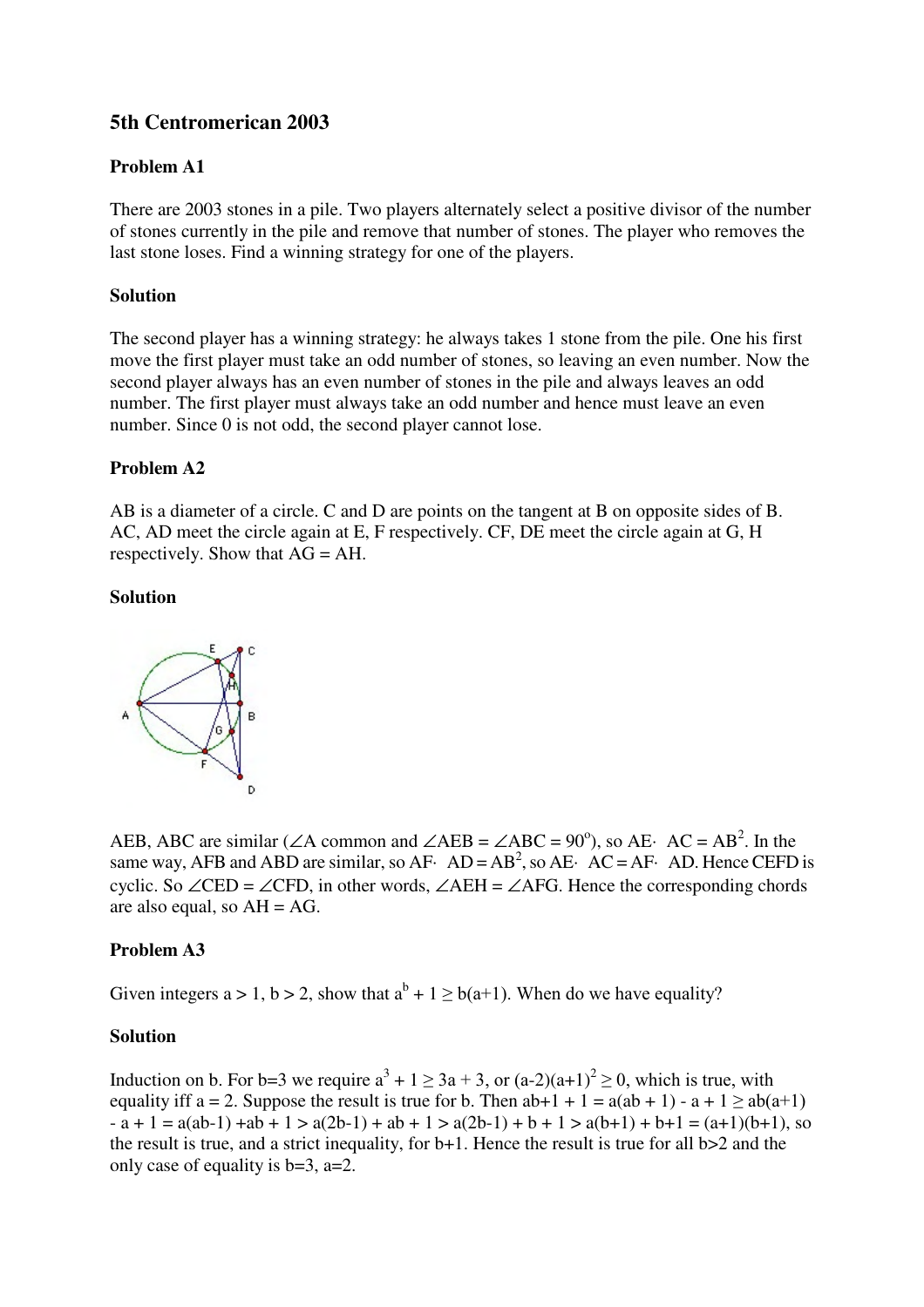# 5th Centromerican 2003

### Problem A1

There are 2003 stones in a pile. Two players alternately select a positive divisor of the number of stones currently in the pile and remove that number of stones. The player who removes the last stone loses. Find a winning strategy for one of the players.

### Solution

The second player has a winning strategy: he always takes 1 stone from the pile. One his first move the first player must take an odd number of stones, so leaving an even number. Now the second player always has an even number of stones in the pile and always leaves an odd number. The first player must always take an odd number and hence must leave an even number. Since 0 is not odd, the second player cannot lose.

### Problem A2

AB is a diameter of a circle. C and D are points on the tangent at B on opposite sides of B. AC, AD meet the circle again at E, F respectively. CF, DE meet the circle again at G, H respectively. Show that AG = AH.

### Solution

AEB, ABC are similar ($\angle A$ common and $\angle AEB = \angle ABC = 90^o$), so $AE \cdot AC = AB^2$. In the same way, AFB and ABD are similar, so $AF \cdot AD = AB^2$, so $AE \cdot AC = AF \cdot AD$. Hence CEFD is cyclic. So $\angle CED = \angle CFD$, in other words, $\angle AEH = \angle AFG$. Hence the corresponding chords are also equal, so AH = AG.

### Problem A3

Given integers $a > 1$, $b > 2$, show that $a^b + 1 \geq b(a+1)$. When do we have equality?

### Solution

Induction on b. For b=3 we require $a^3 + 1 \geq 3a + 3$, or $(a-2)(a+1)^2 \geq 0$, which is true, with equality iff a = 2. Suppose the result is true for b. Then $a^{b+1} + 1 = a(a^b + 1) - a + 1 \geq ab(a+1) - a + 1 = a(ab-1) + ab + 1 > a(2b-1) + ab + 1 > a(2b-1) + b + 1 > a(b+1) + b+1 = (a+1)(b+1)$, so the result is true, and a strict inequality, for b+1. Hence the result is true for all b>2 and the only case of equality is b=3, a=2.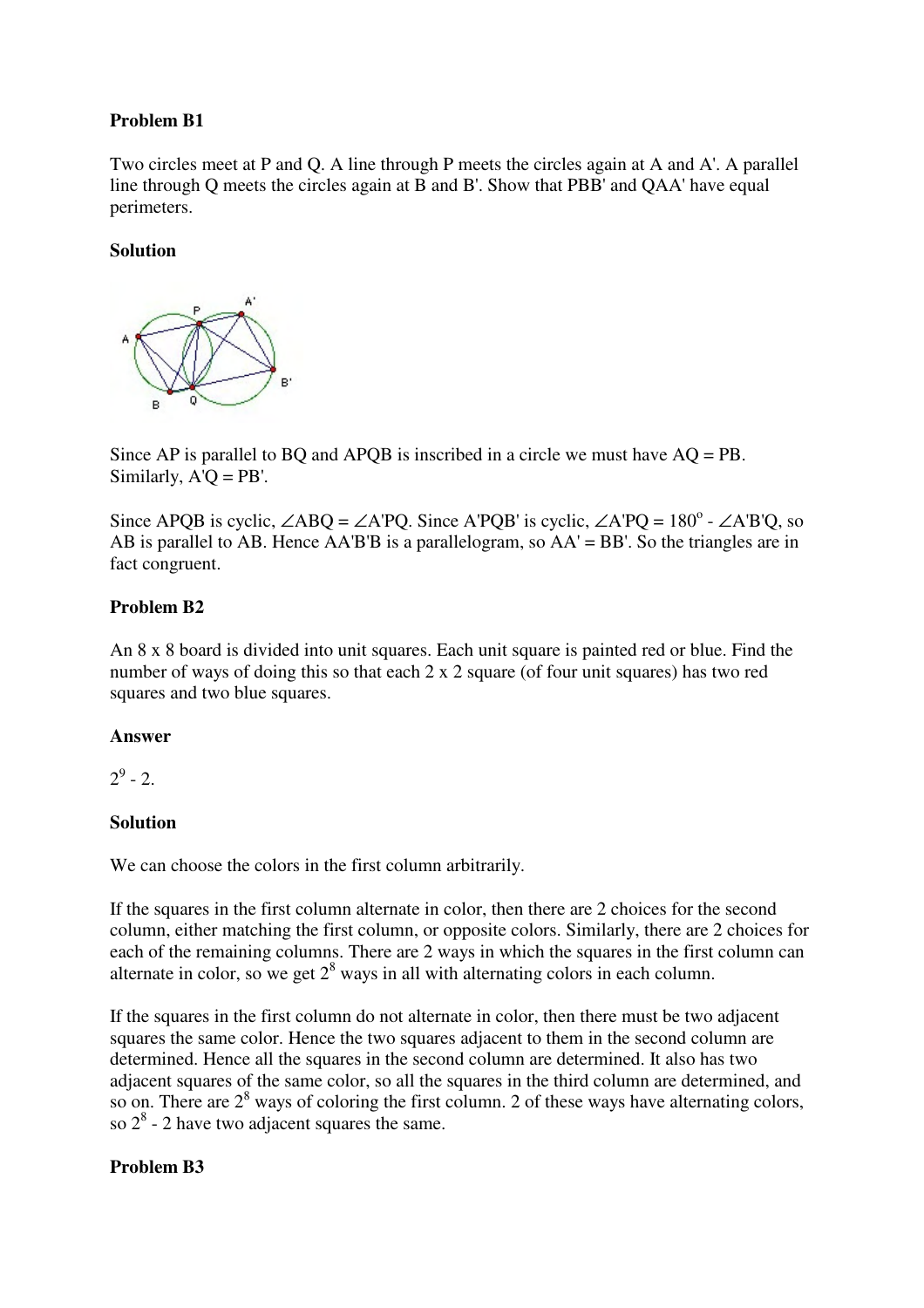**Problem B1**

Two circles meet at P and Q. A line through P meets the circles again at A and A'. A parallel line through Q meets the circles again at B and B'. Show that PBB' and QAA' have equal perimeters.

**Solution**

Since AP is parallel to BQ and APQB is inscribed in a circle we must have AQ = PB. Similarly, A'Q = PB'.

Since APQB is cyclic, $\angle$ABQ = $\angle$A'PQ. Since A'PQB' is cyclic, $\angle$A'PQ = $180^{\circ}$ - $\angle$A'B'Q, so AB is parallel to AB. Hence AA'B'B is a parallelogram, so AA' = BB'. So the triangles are in fact congruent.

**Problem B2**

An 8 x 8 board is divided into unit squares. Each unit square is painted red or blue. Find the number of ways of doing this so that each 2 x 2 square (of four unit squares) has two red squares and two blue squares.

**Answer**

$2^9 - 2$.

**Solution**

We can choose the colors in the first column arbitrarily.

If the squares in the first column alternate in color, then there are 2 choices for the second column, either matching the first column, or opposite colors. Similarly, there are 2 choices for each of the remaining columns. There are 2 ways in which the squares in the first column can alternate in color, so we get $2^8$ ways in all with alternating colors in each column.

If the squares in the first column do not alternate in color, then there must be two adjacent squares the same color. Hence the two squares adjacent to them in the second column are determined. Hence all the squares in the second column are determined. It also has two adjacent squares of the same color, so all the squares in the third column are determined, and so on. There are $2^8$ ways of coloring the first column. 2 of these ways have alternating colors, so $2^8 - 2$ have two adjacent squares the same.

**Problem B3**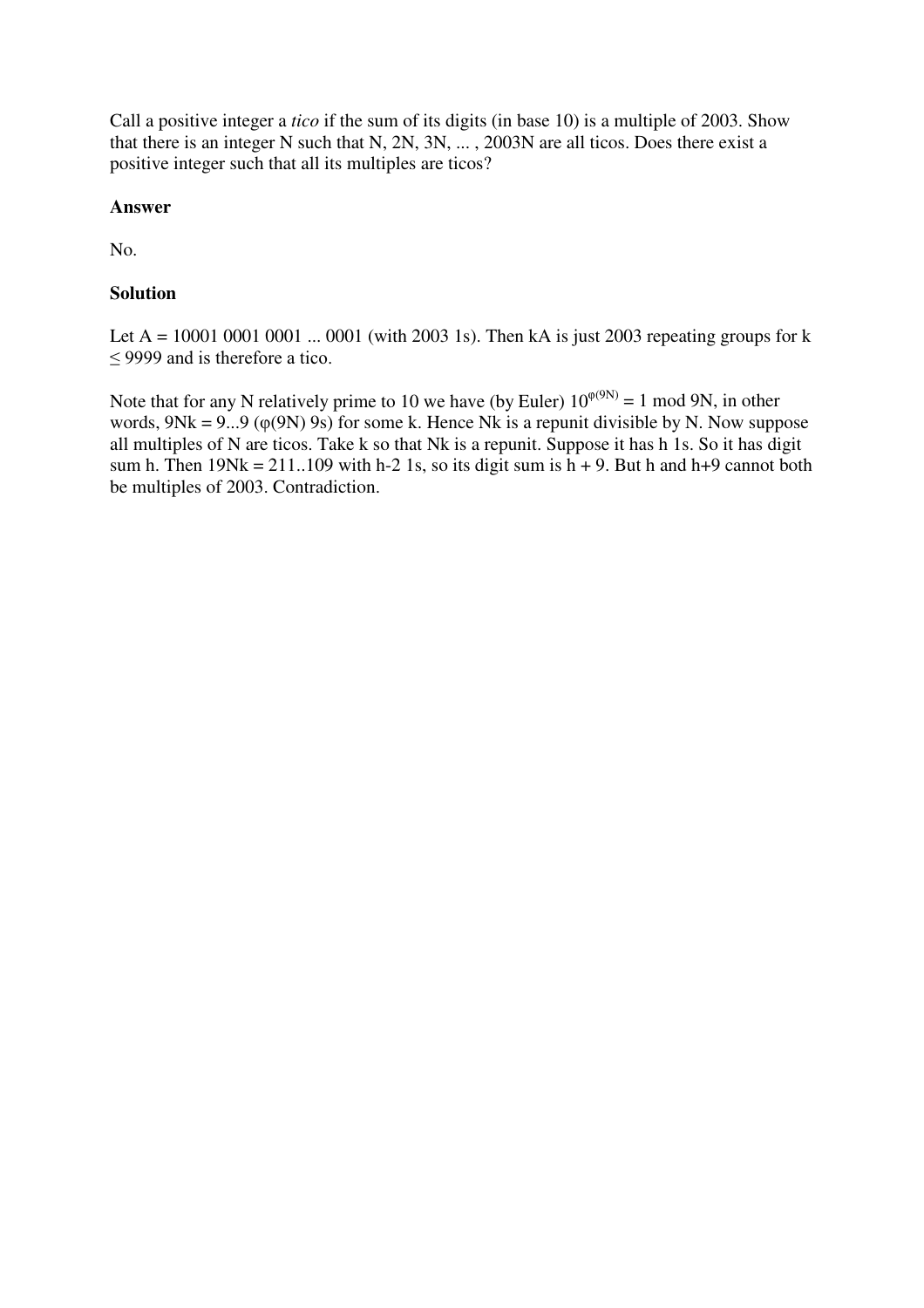Call a positive integer a *tico* if the sum of its digits (in base 10) is a multiple of 2003. Show that there is an integer N such that N, 2N, 3N, ... , 2003N are all ticos. Does there exist a positive integer such that all its multiples are ticos?

**Answer**

No.

**Solution**

Let A = 10001 0001 0001 ... 0001 (with 2003 1s). Then kA is just 2003 repeating groups for k ≤ 9999 and is therefore a tico.

Note that for any N relatively prime to 10 we have (by Euler) $10^{\varphi(9N)} = 1 \bmod 9N$, in other words, 9Nk = 9...9 ($\varphi(9N)$ 9s) for some k. Hence Nk is a repunit divisible by N. Now suppose all multiples of N are ticos. Take k so that Nk is a repunit. Suppose it has h 1s. So it has digit sum h. Then 19Nk = 211..109 with h-2 1s, so its digit sum is h + 9. But h and h+9 cannot both be multiples of 2003. Contradiction.